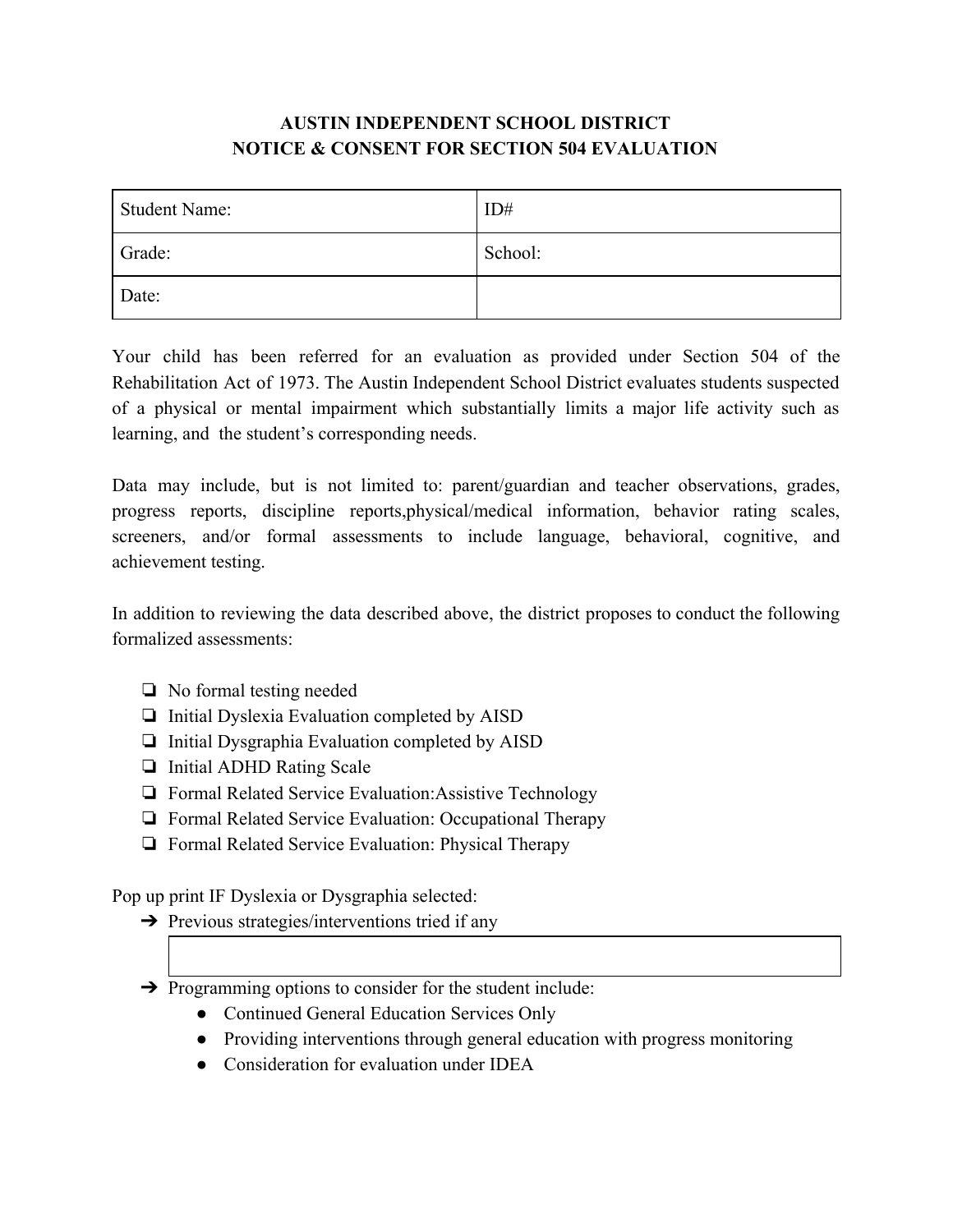# AUSTIN INDEPENDENT SCHOOL DISTRICT
# NOTICE & CONSENT FOR SECTION 504 EVALUATION

| Student Name: | ID# |
|---|---|
| Grade: | School: |
| Date: | |

Your child has been referred for an evaluation as provided under Section 504 of the Rehabilitation Act of 1973. The Austin Independent School District evaluates students suspected of a physical or mental impairment which substantially limits a major life activity such as learning, and the student's corresponding needs.

Data may include, but is not limited to: parent/guardian and teacher observations, grades, progress reports, discipline reports,physical/medical information, behavior rating scales, screeners, and/or formal assessments to include language, behavioral, cognitive, and achievement testing.

In addition to reviewing the data described above, the district proposes to conduct the following formalized assessments:

- ❏ No formal testing needed
- ❏ Initial Dyslexia Evaluation completed by AISD
- ❏ Initial Dysgraphia Evaluation completed by AISD
- ❏ Initial ADHD Rating Scale
- ❏ Formal Related Service Evaluation:Assistive Technology
- ❏ Formal Related Service Evaluation: Occupational Therapy
- ❏ Formal Related Service Evaluation: Physical Therapy

Pop up print IF Dyslexia or Dysgraphia selected:

- ➔ Previous strategies/interventions tried if any

| |
|---|

- ➔ Programming options to consider for the student include:
  - Continued General Education Services Only
  - Providing interventions through general education with progress monitoring
  - Consideration for evaluation under IDEA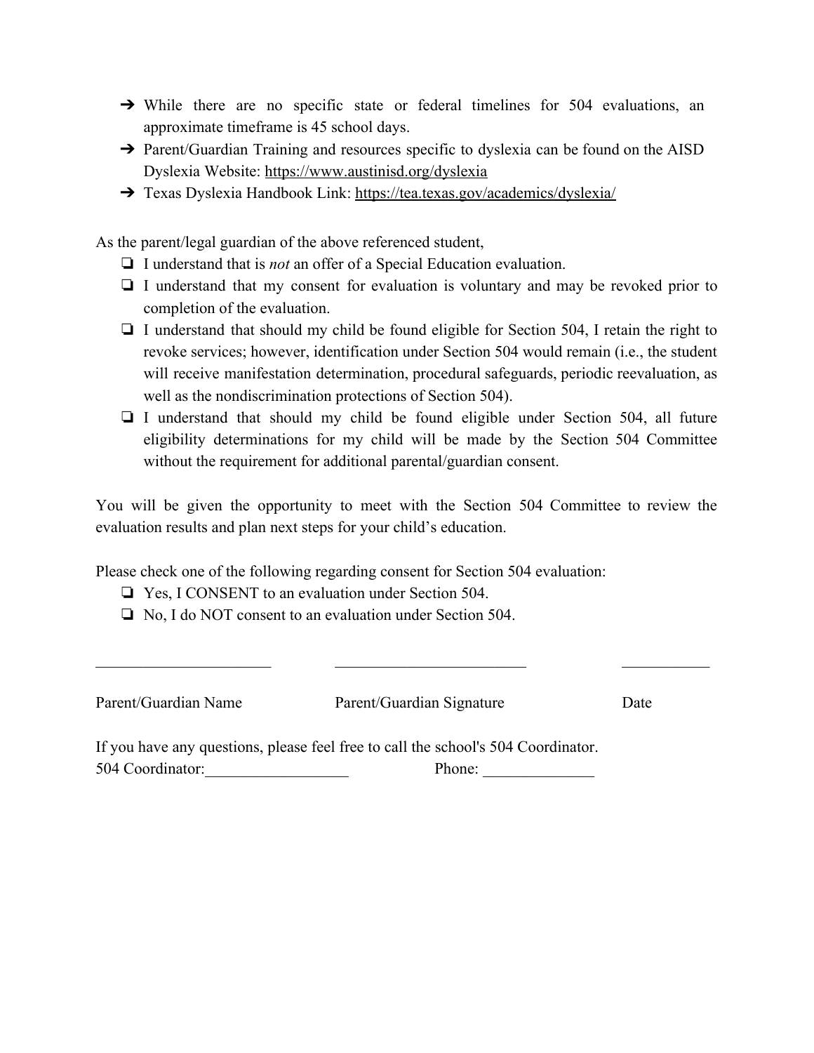- ➔ While there are no specific state or federal timelines for 504 evaluations, an approximate timeframe is 45 school days.
- ➔ Parent/Guardian Training and resources specific to dyslexia can be found on the AISD Dyslexia Website: https://www.austinisd.org/dyslexia
- ➔ Texas Dyslexia Handbook Link: https://tea.texas.gov/academics/dyslexia/

As the parent/legal guardian of the above referenced student,

- ❏ I understand that is *not* an offer of a Special Education evaluation.
- ❏ I understand that my consent for evaluation is voluntary and may be revoked prior to completion of the evaluation.
- ❏ I understand that should my child be found eligible for Section 504, I retain the right to revoke services; however, identification under Section 504 would remain (i.e., the student will receive manifestation determination, procedural safeguards, periodic reevaluation, as well as the nondiscrimination protections of Section 504).
- ❏ I understand that should my child be found eligible under Section 504, all future eligibility determinations for my child will be made by the Section 504 Committee without the requirement for additional parental/guardian consent.

You will be given the opportunity to meet with the Section 504 Committee to review the evaluation results and plan next steps for your child's education.

Please check one of the following regarding consent for Section 504 evaluation:

- ❏ Yes, I CONSENT to an evaluation under Section 504.
- ❏ No, I do NOT consent to an evaluation under Section 504.

\_\_\_\_\_\_\_\_\_\_\_\_\_\_\_\_\_\_\_\_\_\_\_ \_\_\_\_\_\_\_\_\_\_\_\_\_\_\_\_\_\_\_\_\_\_\_\_\_ \_\_\_\_\_\_\_\_\_\_\_

Parent/Guardian Name Parent/Guardian Signature Date

If you have any questions, please feel free to call the school's 504 Coordinator.
504 Coordinator:\_\_\_\_\_\_\_\_\_\_\_\_\_\_\_\_\_\_ Phone: \_\_\_\_\_\_\_\_\_\_\_\_\_\_